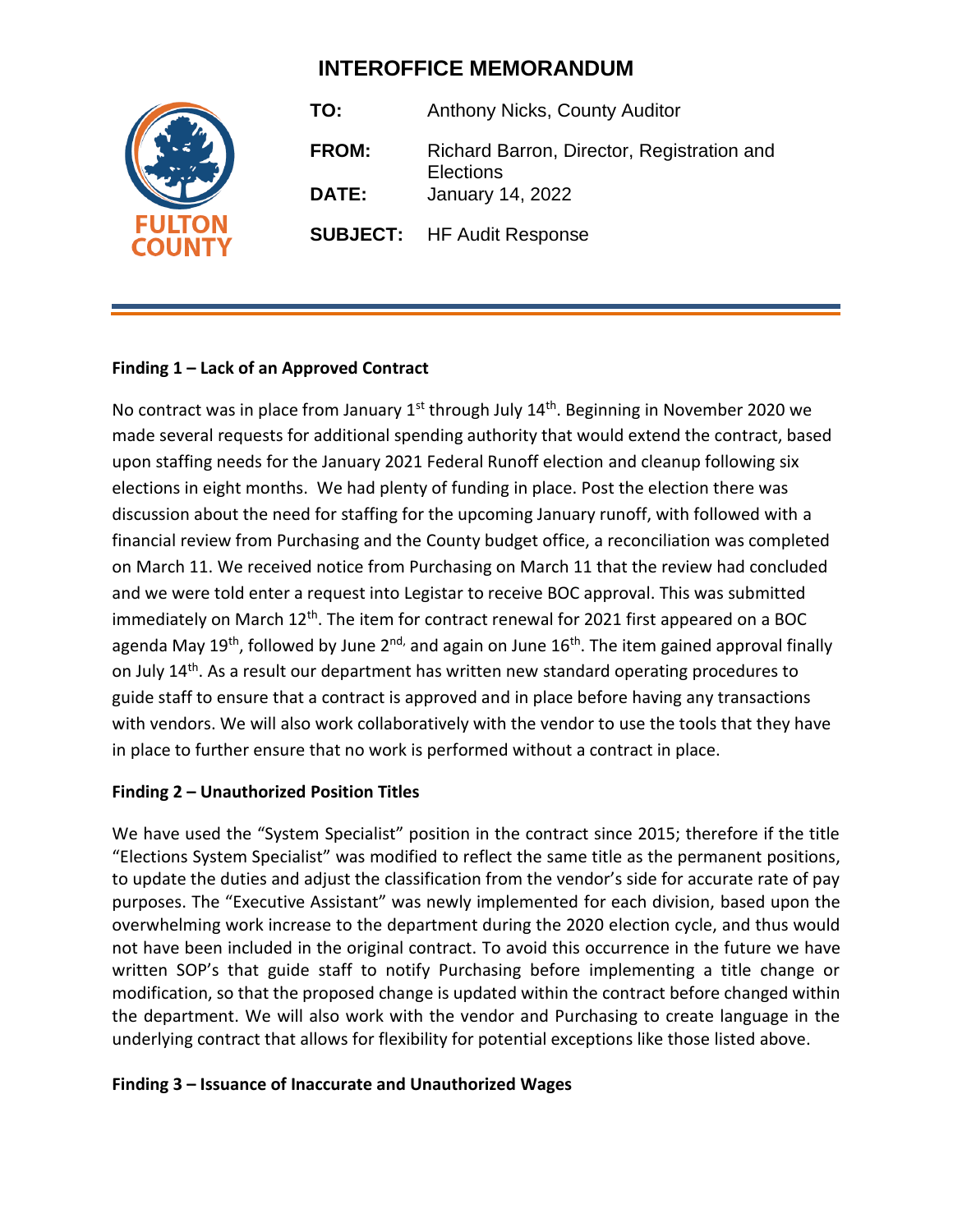# INTEROFFICE MEMORANDUM

FULTON COUNTY

**TO:** Anthony Nicks, County Auditor

**FROM:** Richard Barron, Director, Registration and Elections

**DATE:** January 14, 2022

**SUBJECT:** HF Audit Response

---

**Finding 1 – Lack of an Approved Contract**

No contract was in place from January 1st through July 14th. Beginning in November 2020 we made several requests for additional spending authority that would extend the contract, based upon staffing needs for the January 2021 Federal Runoff election and cleanup following six elections in eight months. We had plenty of funding in place. Post the election there was discussion about the need for staffing for the upcoming January runoff, with followed with a financial review from Purchasing and the County budget office, a reconciliation was completed on March 11. We received notice from Purchasing on March 11 that the review had concluded and we were told enter a request into Legistar to receive BOC approval. This was submitted immediately on March 12th. The item for contract renewal for 2021 first appeared on a BOC agenda May 19th, followed by June 2nd, and again on June 16th. The item gained approval finally on July 14th. As a result our department has written new standard operating procedures to guide staff to ensure that a contract is approved and in place before having any transactions with vendors. We will also work collaboratively with the vendor to use the tools that they have in place to further ensure that no work is performed without a contract in place.

**Finding 2 – Unauthorized Position Titles**

We have used the "System Specialist" position in the contract since 2015; therefore if the title "Elections System Specialist" was modified to reflect the same title as the permanent positions, to update the duties and adjust the classification from the vendor's side for accurate rate of pay purposes. The "Executive Assistant" was newly implemented for each division, based upon the overwhelming work increase to the department during the 2020 election cycle, and thus would not have been included in the original contract. To avoid this occurrence in the future we have written SOP's that guide staff to notify Purchasing before implementing a title change or modification, so that the proposed change is updated within the contract before changed within the department. We will also work with the vendor and Purchasing to create language in the underlying contract that allows for flexibility for potential exceptions like those listed above.

**Finding 3 – Issuance of Inaccurate and Unauthorized Wages**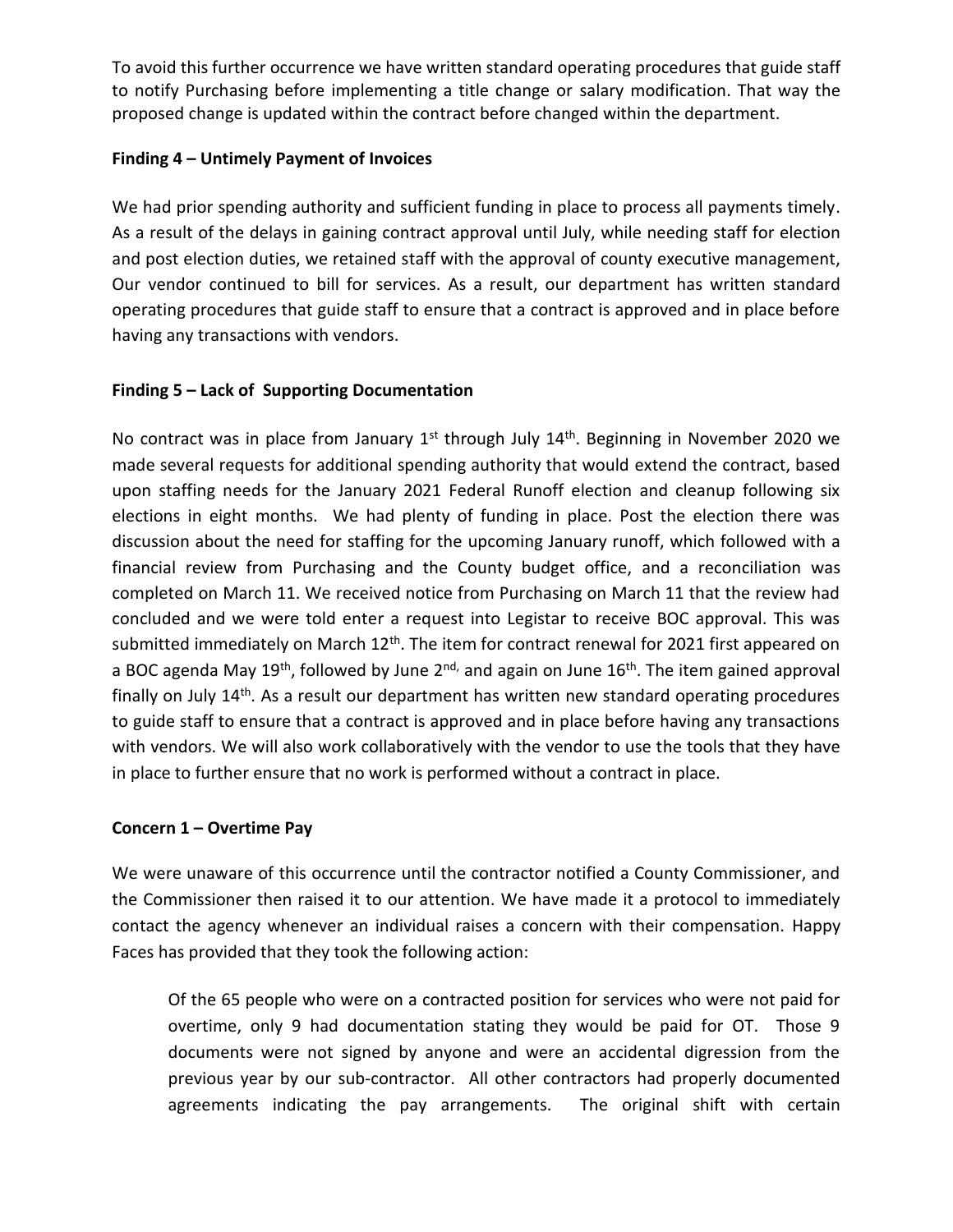To avoid this further occurrence we have written standard operating procedures that guide staff to notify Purchasing before implementing a title change or salary modification. That way the proposed change is updated within the contract before changed within the department.

**Finding 4 – Untimely Payment of Invoices**

We had prior spending authority and sufficient funding in place to process all payments timely. As a result of the delays in gaining contract approval until July, while needing staff for election and post election duties, we retained staff with the approval of county executive management, Our vendor continued to bill for services. As a result, our department has written standard operating procedures that guide staff to ensure that a contract is approved and in place before having any transactions with vendors.

**Finding 5 – Lack of Supporting Documentation**

No contract was in place from January 1st through July 14th. Beginning in November 2020 we made several requests for additional spending authority that would extend the contract, based upon staffing needs for the January 2021 Federal Runoff election and cleanup following six elections in eight months. We had plenty of funding in place. Post the election there was discussion about the need for staffing for the upcoming January runoff, which followed with a financial review from Purchasing and the County budget office, and a reconciliation was completed on March 11. We received notice from Purchasing on March 11 that the review had concluded and we were told enter a request into Legistar to receive BOC approval. This was submitted immediately on March 12th. The item for contract renewal for 2021 first appeared on a BOC agenda May 19th, followed by June 2nd, and again on June 16th. The item gained approval finally on July 14th. As a result our department has written new standard operating procedures to guide staff to ensure that a contract is approved and in place before having any transactions with vendors. We will also work collaboratively with the vendor to use the tools that they have in place to further ensure that no work is performed without a contract in place.

**Concern 1 – Overtime Pay**

We were unaware of this occurrence until the contractor notified a County Commissioner, and the Commissioner then raised it to our attention. We have made it a protocol to immediately contact the agency whenever an individual raises a concern with their compensation. Happy Faces has provided that they took the following action:

> Of the 65 people who were on a contracted position for services who were not paid for overtime, only 9 had documentation stating they would be paid for OT. Those 9 documents were not signed by anyone and were an accidental digression from the previous year by our sub-contractor. All other contractors had properly documented agreements indicating the pay arrangements. The original shift with certain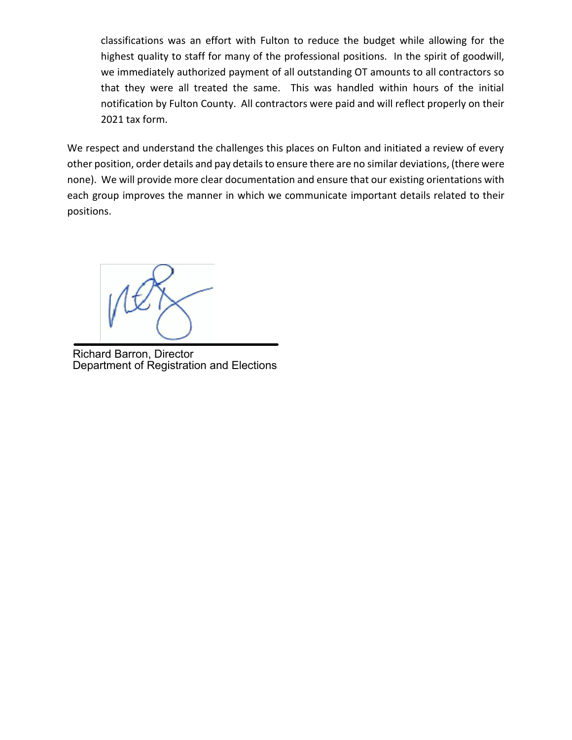classifications was an effort with Fulton to reduce the budget while allowing for the highest quality to staff for many of the professional positions. In the spirit of goodwill, we immediately authorized payment of all outstanding OT amounts to all contractors so that they were all treated the same. This was handled within hours of the initial notification by Fulton County. All contractors were paid and will reflect properly on their 2021 tax form.

We respect and understand the challenges this places on Fulton and initiated a review of every other position, order details and pay details to ensure there are no similar deviations, (there were none). We will provide more clear documentation and ensure that our existing orientations with each group improves the manner in which we communicate important details related to their positions.

Richard Barron, Director
Department of Registration and Elections